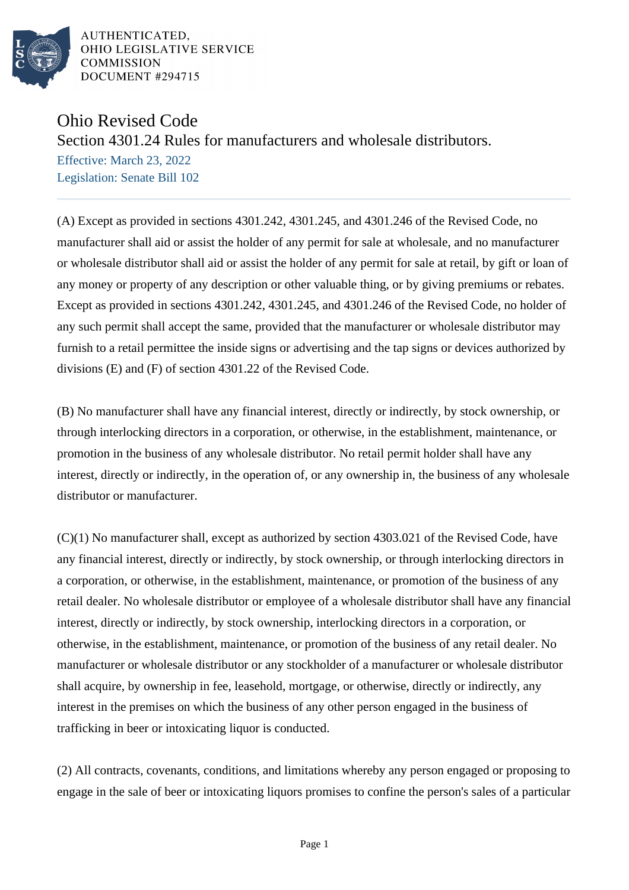AUTHENTICATED,
OHIO LEGISLATIVE SERVICE
COMMISSION
DOCUMENT #294715

# Ohio Revised Code

## Section 4301.24 Rules for manufacturers and wholesale distributors.

Effective: March 23, 2022
Legislation: Senate Bill 102

(A) Except as provided in sections 4301.242, 4301.245, and 4301.246 of the Revised Code, no manufacturer shall aid or assist the holder of any permit for sale at wholesale, and no manufacturer or wholesale distributor shall aid or assist the holder of any permit for sale at retail, by gift or loan of any money or property of any description or other valuable thing, or by giving premiums or rebates. Except as provided in sections 4301.242, 4301.245, and 4301.246 of the Revised Code, no holder of any such permit shall accept the same, provided that the manufacturer or wholesale distributor may furnish to a retail permittee the inside signs or advertising and the tap signs or devices authorized by divisions (E) and (F) of section 4301.22 of the Revised Code.

(B) No manufacturer shall have any financial interest, directly or indirectly, by stock ownership, or through interlocking directors in a corporation, or otherwise, in the establishment, maintenance, or promotion in the business of any wholesale distributor. No retail permit holder shall have any interest, directly or indirectly, in the operation of, or any ownership in, the business of any wholesale distributor or manufacturer.

(C)(1) No manufacturer shall, except as authorized by section 4303.021 of the Revised Code, have any financial interest, directly or indirectly, by stock ownership, or through interlocking directors in a corporation, or otherwise, in the establishment, maintenance, or promotion of the business of any retail dealer. No wholesale distributor or employee of a wholesale distributor shall have any financial interest, directly or indirectly, by stock ownership, interlocking directors in a corporation, or otherwise, in the establishment, maintenance, or promotion of the business of any retail dealer. No manufacturer or wholesale distributor or any stockholder of a manufacturer or wholesale distributor shall acquire, by ownership in fee, leasehold, mortgage, or otherwise, directly or indirectly, any interest in the premises on which the business of any other person engaged in the business of trafficking in beer or intoxicating liquor is conducted.

(2) All contracts, covenants, conditions, and limitations whereby any person engaged or proposing to engage in the sale of beer or intoxicating liquors promises to confine the person's sales of a particular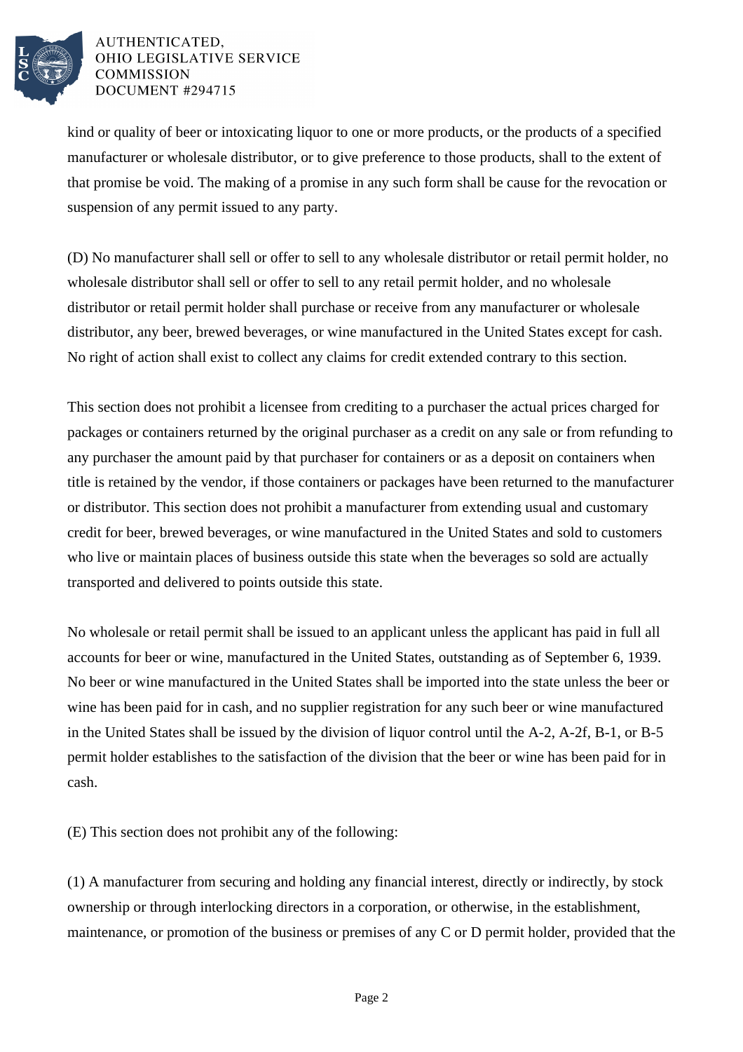kind or quality of beer or intoxicating liquor to one or more products, or the products of a specified manufacturer or wholesale distributor, or to give preference to those products, shall to the extent of that promise be void. The making of a promise in any such form shall be cause for the revocation or suspension of any permit issued to any party.

(D) No manufacturer shall sell or offer to sell to any wholesale distributor or retail permit holder, no wholesale distributor shall sell or offer to sell to any retail permit holder, and no wholesale distributor or retail permit holder shall purchase or receive from any manufacturer or wholesale distributor, any beer, brewed beverages, or wine manufactured in the United States except for cash. No right of action shall exist to collect any claims for credit extended contrary to this section.

This section does not prohibit a licensee from crediting to a purchaser the actual prices charged for packages or containers returned by the original purchaser as a credit on any sale or from refunding to any purchaser the amount paid by that purchaser for containers or as a deposit on containers when title is retained by the vendor, if those containers or packages have been returned to the manufacturer or distributor. This section does not prohibit a manufacturer from extending usual and customary credit for beer, brewed beverages, or wine manufactured in the United States and sold to customers who live or maintain places of business outside this state when the beverages so sold are actually transported and delivered to points outside this state.

No wholesale or retail permit shall be issued to an applicant unless the applicant has paid in full all accounts for beer or wine, manufactured in the United States, outstanding as of September 6, 1939. No beer or wine manufactured in the United States shall be imported into the state unless the beer or wine has been paid for in cash, and no supplier registration for any such beer or wine manufactured in the United States shall be issued by the division of liquor control until the A-2, A-2f, B-1, or B-5 permit holder establishes to the satisfaction of the division that the beer or wine has been paid for in cash.

(E) This section does not prohibit any of the following:

(1) A manufacturer from securing and holding any financial interest, directly or indirectly, by stock ownership or through interlocking directors in a corporation, or otherwise, in the establishment, maintenance, or promotion of the business or premises of any C or D permit holder, provided that the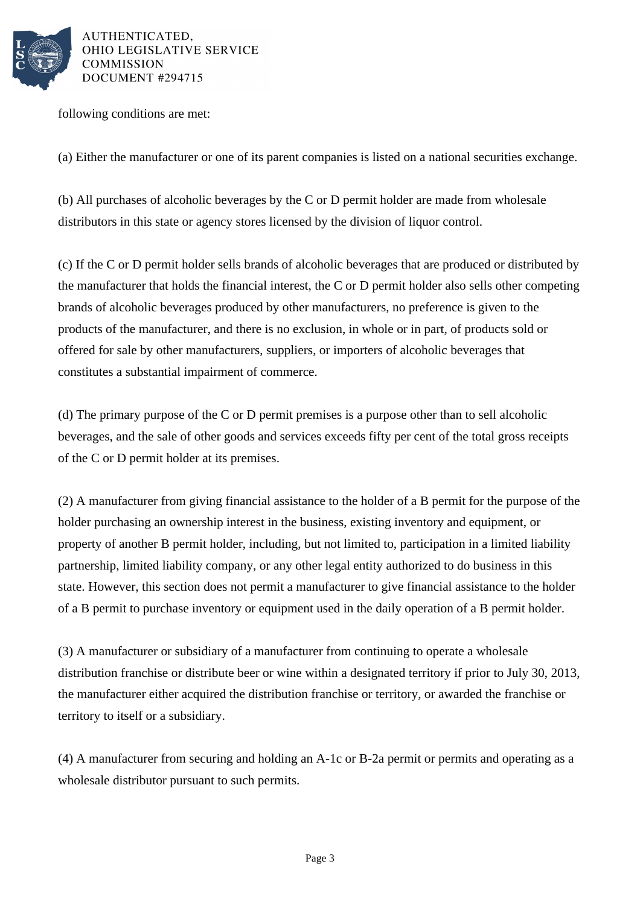following conditions are met:

(a) Either the manufacturer or one of its parent companies is listed on a national securities exchange.

(b) All purchases of alcoholic beverages by the C or D permit holder are made from wholesale distributors in this state or agency stores licensed by the division of liquor control.

(c) If the C or D permit holder sells brands of alcoholic beverages that are produced or distributed by the manufacturer that holds the financial interest, the C or D permit holder also sells other competing brands of alcoholic beverages produced by other manufacturers, no preference is given to the products of the manufacturer, and there is no exclusion, in whole or in part, of products sold or offered for sale by other manufacturers, suppliers, or importers of alcoholic beverages that constitutes a substantial impairment of commerce.

(d) The primary purpose of the C or D permit premises is a purpose other than to sell alcoholic beverages, and the sale of other goods and services exceeds fifty per cent of the total gross receipts of the C or D permit holder at its premises.

(2) A manufacturer from giving financial assistance to the holder of a B permit for the purpose of the holder purchasing an ownership interest in the business, existing inventory and equipment, or property of another B permit holder, including, but not limited to, participation in a limited liability partnership, limited liability company, or any other legal entity authorized to do business in this state. However, this section does not permit a manufacturer to give financial assistance to the holder of a B permit to purchase inventory or equipment used in the daily operation of a B permit holder.

(3) A manufacturer or subsidiary of a manufacturer from continuing to operate a wholesale distribution franchise or distribute beer or wine within a designated territory if prior to July 30, 2013, the manufacturer either acquired the distribution franchise or territory, or awarded the franchise or territory to itself or a subsidiary.

(4) A manufacturer from securing and holding an A-1c or B-2a permit or permits and operating as a wholesale distributor pursuant to such permits.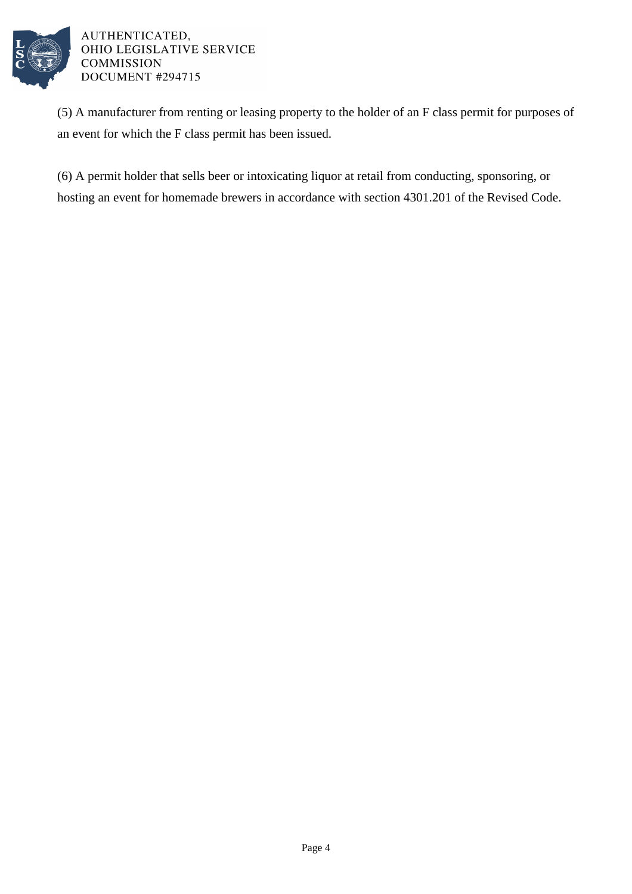(5) A manufacturer from renting or leasing property to the holder of an F class permit for purposes of an event for which the F class permit has been issued.

(6) A permit holder that sells beer or intoxicating liquor at retail from conducting, sponsoring, or hosting an event for homemade brewers in accordance with section 4301.201 of the Revised Code.